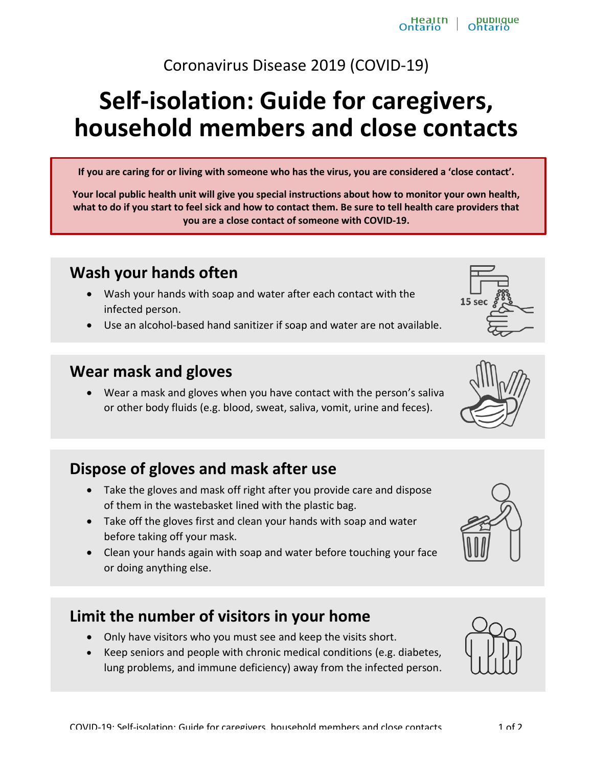Coronavirus Disease 2019 (COVID-19)

# Self-isolation: Guide for caregivers, household members and close contacts

**If you are caring for or living with someone who has the virus, you are considered a 'close contact'.**

**Your local public health unit will give you special instructions about how to monitor your own health, what to do if you start to feel sick and how to contact them. Be sure to tell health care providers that you are a close contact of someone with COVID-19.**

## Wash your hands often

- Wash your hands with soap and water after each contact with the infected person.
- Use an alcohol-based hand sanitizer if soap and water are not available.

## Wear mask and gloves

- Wear a mask and gloves when you have contact with the person's saliva or other body fluids (e.g. blood, sweat, saliva, vomit, urine and feces).

## Dispose of gloves and mask after use

- Take the gloves and mask off right after you provide care and dispose of them in the wastebasket lined with the plastic bag.
- Take off the gloves first and clean your hands with soap and water before taking off your mask.
- Clean your hands again with soap and water before touching your face or doing anything else.

## Limit the number of visitors in your home

- Only have visitors who you must see and keep the visits short.
- Keep seniors and people with chronic medical conditions (e.g. diabetes, lung problems, and immune deficiency) away from the infected person.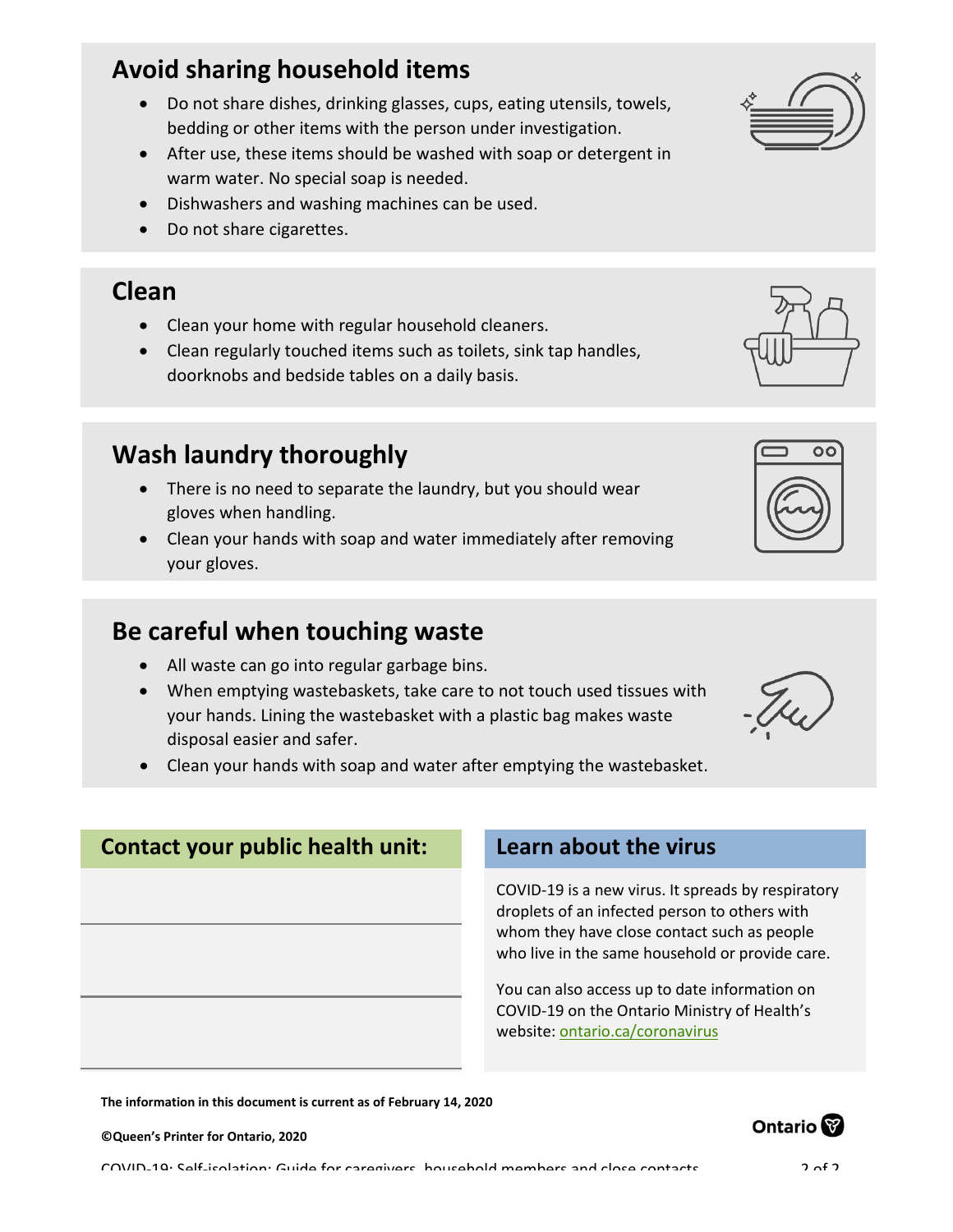## Avoid sharing household items

- Do not share dishes, drinking glasses, cups, eating utensils, towels, bedding or other items with the person under investigation.
- After use, these items should be washed with soap or detergent in warm water. No special soap is needed.
- Dishwashers and washing machines can be used.
- Do not share cigarettes.

## Clean

- Clean your home with regular household cleaners.
- Clean regularly touched items such as toilets, sink tap handles, doorknobs and bedside tables on a daily basis.

## Wash laundry thoroughly

- There is no need to separate the laundry, but you should wear gloves when handling.
- Clean your hands with soap and water immediately after removing your gloves.

## Be careful when touching waste

- All waste can go into regular garbage bins.
- When emptying wastebaskets, take care to not touch used tissues with your hands. Lining the wastebasket with a plastic bag makes waste disposal easier and safer.
- Clean your hands with soap and water after emptying the wastebasket.

## Contact your public health unit:

## Learn about the virus

COVID-19 is a new virus. It spreads by respiratory droplets of an infected person to others with whom they have close contact such as people who live in the same household or provide care.

You can also access up to date information on COVID-19 on the Ontario Ministry of Health's website: [ontario.ca/coronavirus](ontario.ca/coronavirus)

**The information in this document is current as of February 14, 2020**

**©Queen's Printer for Ontario, 2020**

Ontario